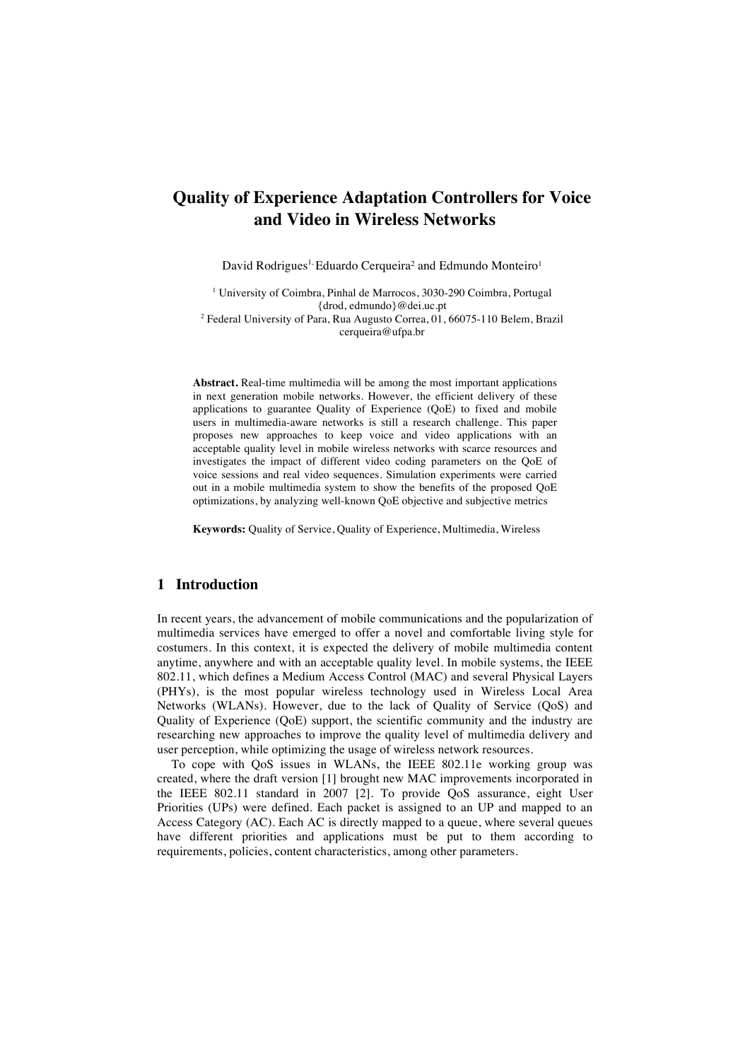# Quality of Experience Adaptation Controllers for Voice and Video in Wireless Networks

David Rodrigues[1], Eduardo Cerqueira[2] and Edmundo Monteiro[1]

[1] University of Coimbra, Pinhal de Marrocos, 3030-290 Coimbra, Portugal
{drod, edmundo}@dei.uc.pt
[2] Federal University of Para, Rua Augusto Correa, 01, 66075-110 Belem, Brazil
cerqueira@ufpa.br

**Abstract.** Real-time multimedia will be among the most important applications in next generation mobile networks. However, the efficient delivery of these applications to guarantee Quality of Experience (QoE) to fixed and mobile users in multimedia-aware networks is still a research challenge. This paper proposes new approaches to keep voice and video applications with an acceptable quality level in mobile wireless networks with scarce resources and investigates the impact of different video coding parameters on the QoE of voice sessions and real video sequences. Simulation experiments were carried out in a mobile multimedia system to show the benefits of the proposed QoE optimizations, by analyzing well-known QoE objective and subjective metrics

**Keywords:** Quality of Service, Quality of Experience, Multimedia, Wireless

## 1 Introduction

In recent years, the advancement of mobile communications and the popularization of multimedia services have emerged to offer a novel and comfortable living style for costumers. In this context, it is expected the delivery of mobile multimedia content anytime, anywhere and with an acceptable quality level. In mobile systems, the IEEE 802.11, which defines a Medium Access Control (MAC) and several Physical Layers (PHYs), is the most popular wireless technology used in Wireless Local Area Networks (WLANs). However, due to the lack of Quality of Service (QoS) and Quality of Experience (QoE) support, the scientific community and the industry are researching new approaches to improve the quality level of multimedia delivery and user perception, while optimizing the usage of wireless network resources.

To cope with QoS issues in WLANs, the IEEE 802.11e working group was created, where the draft version [1] brought new MAC improvements incorporated in the IEEE 802.11 standard in 2007 [2]. To provide QoS assurance, eight User Priorities (UPs) were defined. Each packet is assigned to an UP and mapped to an Access Category (AC). Each AC is directly mapped to a queue, where several queues have different priorities and applications must be put to them according to requirements, policies, content characteristics, among other parameters.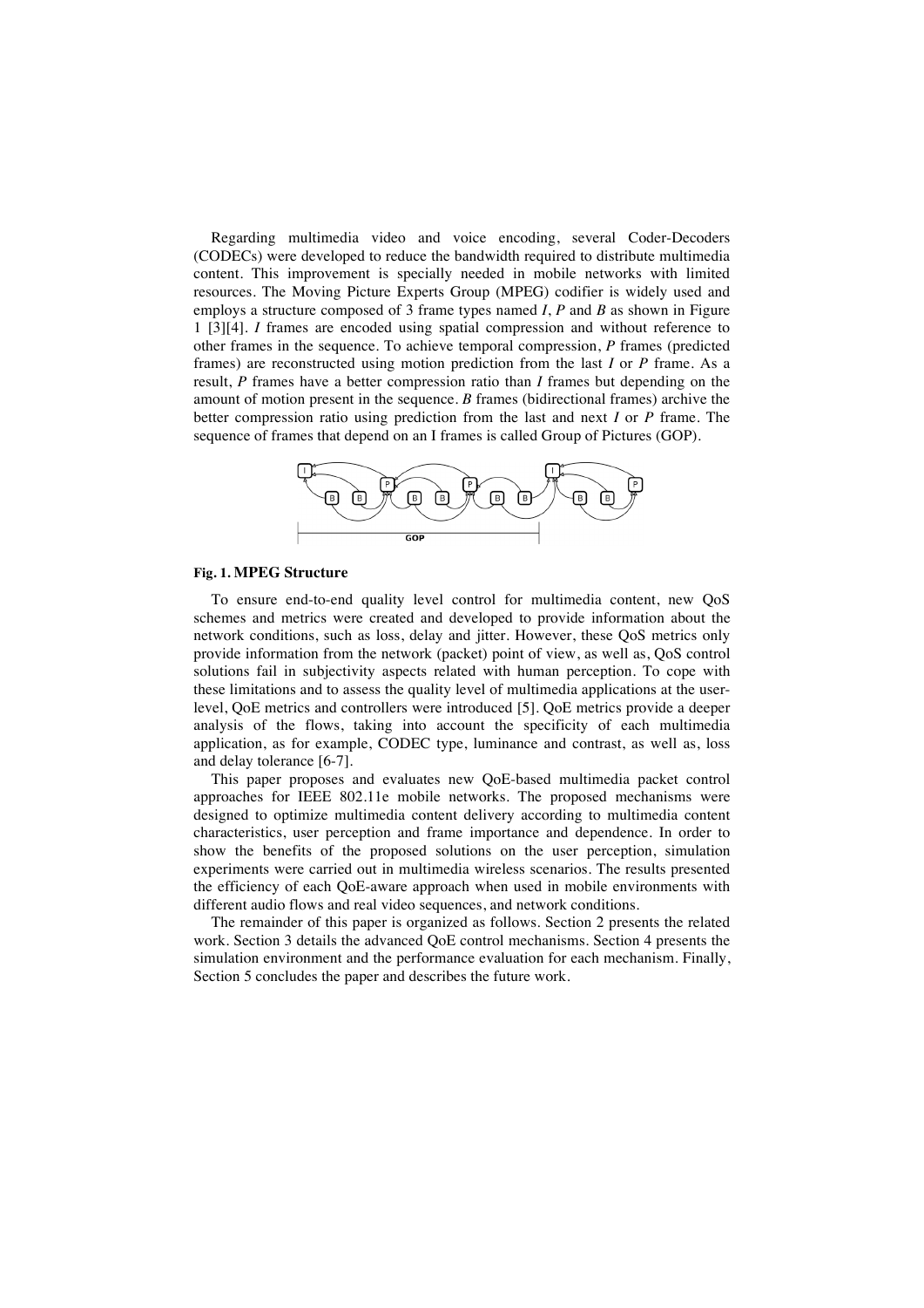Regarding multimedia video and voice encoding, several Coder-Decoders (CODECs) were developed to reduce the bandwidth required to distribute multimedia content. This improvement is specially needed in mobile networks with limited resources. The Moving Picture Experts Group (MPEG) codifier is widely used and employs a structure composed of 3 frame types named *I*, *P* and *B* as shown in Figure 1 [3][4]. *I* frames are encoded using spatial compression and without reference to other frames in the sequence. To achieve temporal compression, *P* frames (predicted frames) are reconstructed using motion prediction from the last *I* or *P* frame. As a result, *P* frames have a better compression ratio than *I* frames but depending on the amount of motion present in the sequence. *B* frames (bidirectional frames) archive the better compression ratio using prediction from the last and next *I* or *P* frame. The sequence of frames that depend on an I frames is called Group of Pictures (GOP).

**Fig. 1. MPEG Structure**

To ensure end-to-end quality level control for multimedia content, new QoS schemes and metrics were created and developed to provide information about the network conditions, such as loss, delay and jitter. However, these QoS metrics only provide information from the network (packet) point of view, as well as, QoS control solutions fail in subjectivity aspects related with human perception. To cope with these limitations and to assess the quality level of multimedia applications at the user-level, QoE metrics and controllers were introduced [5]. QoE metrics provide a deeper analysis of the flows, taking into account the specificity of each multimedia application, as for example, CODEC type, luminance and contrast, as well as, loss and delay tolerance [6-7].

This paper proposes and evaluates new QoE-based multimedia packet control approaches for IEEE 802.11e mobile networks. The proposed mechanisms were designed to optimize multimedia content delivery according to multimedia content characteristics, user perception and frame importance and dependence. In order to show the benefits of the proposed solutions on the user perception, simulation experiments were carried out in multimedia wireless scenarios. The results presented the efficiency of each QoE-aware approach when used in mobile environments with different audio flows and real video sequences, and network conditions.

The remainder of this paper is organized as follows. Section 2 presents the related work. Section 3 details the advanced QoE control mechanisms. Section 4 presents the simulation environment and the performance evaluation for each mechanism. Finally, Section 5 concludes the paper and describes the future work.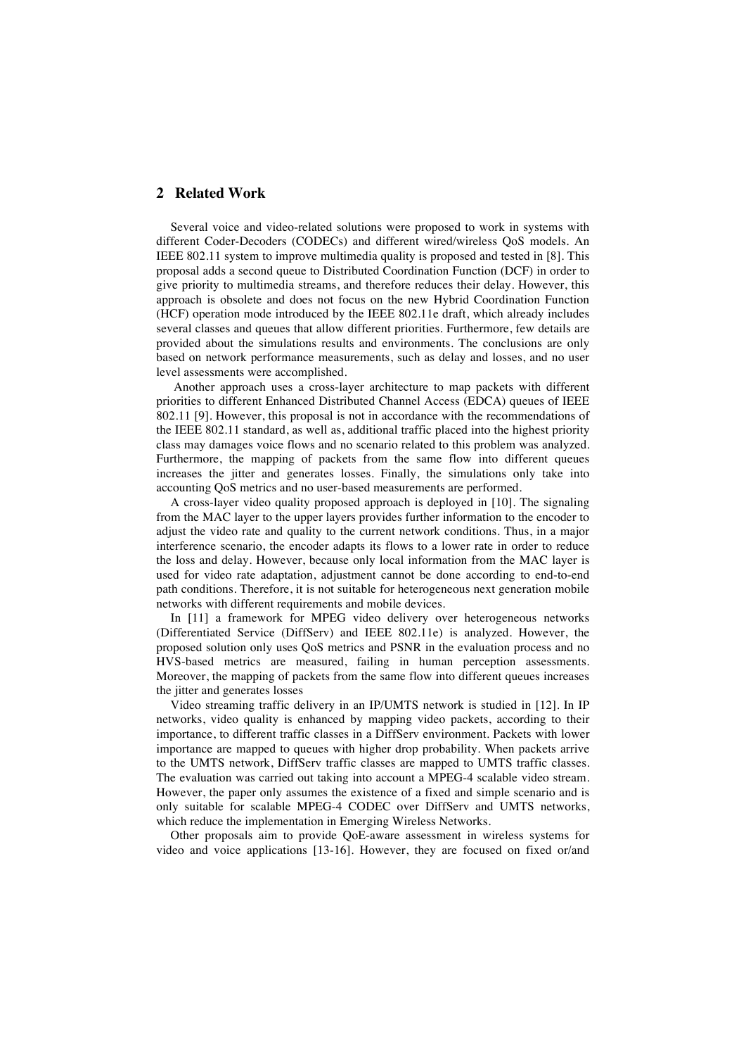## 2 Related Work

Several voice and video-related solutions were proposed to work in systems with different Coder-Decoders (CODECs) and different wired/wireless QoS models. An IEEE 802.11 system to improve multimedia quality is proposed and tested in [8]. This proposal adds a second queue to Distributed Coordination Function (DCF) in order to give priority to multimedia streams, and therefore reduces their delay. However, this approach is obsolete and does not focus on the new Hybrid Coordination Function (HCF) operation mode introduced by the IEEE 802.11e draft, which already includes several classes and queues that allow different priorities. Furthermore, few details are provided about the simulations results and environments. The conclusions are only based on network performance measurements, such as delay and losses, and no user level assessments were accomplished.

Another approach uses a cross-layer architecture to map packets with different priorities to different Enhanced Distributed Channel Access (EDCA) queues of IEEE 802.11 [9]. However, this proposal is not in accordance with the recommendations of the IEEE 802.11 standard, as well as, additional traffic placed into the highest priority class may damages voice flows and no scenario related to this problem was analyzed. Furthermore, the mapping of packets from the same flow into different queues increases the jitter and generates losses. Finally, the simulations only take into accounting QoS metrics and no user-based measurements are performed.

A cross-layer video quality proposed approach is deployed in [10]. The signaling from the MAC layer to the upper layers provides further information to the encoder to adjust the video rate and quality to the current network conditions. Thus, in a major interference scenario, the encoder adapts its flows to a lower rate in order to reduce the loss and delay. However, because only local information from the MAC layer is used for video rate adaptation, adjustment cannot be done according to end-to-end path conditions. Therefore, it is not suitable for heterogeneous next generation mobile networks with different requirements and mobile devices.

In [11] a framework for MPEG video delivery over heterogeneous networks (Differentiated Service (DiffServ) and IEEE 802.11e) is analyzed. However, the proposed solution only uses QoS metrics and PSNR in the evaluation process and no HVS-based metrics are measured, failing in human perception assessments. Moreover, the mapping of packets from the same flow into different queues increases the jitter and generates losses

Video streaming traffic delivery in an IP/UMTS network is studied in [12]. In IP networks, video quality is enhanced by mapping video packets, according to their importance, to different traffic classes in a DiffServ environment. Packets with lower importance are mapped to queues with higher drop probability. When packets arrive to the UMTS network, DiffServ traffic classes are mapped to UMTS traffic classes. The evaluation was carried out taking into account a MPEG-4 scalable video stream. However, the paper only assumes the existence of a fixed and simple scenario and is only suitable for scalable MPEG-4 CODEC over DiffServ and UMTS networks, which reduce the implementation in Emerging Wireless Networks.

Other proposals aim to provide QoE-aware assessment in wireless systems for video and voice applications [13-16]. However, they are focused on fixed or/and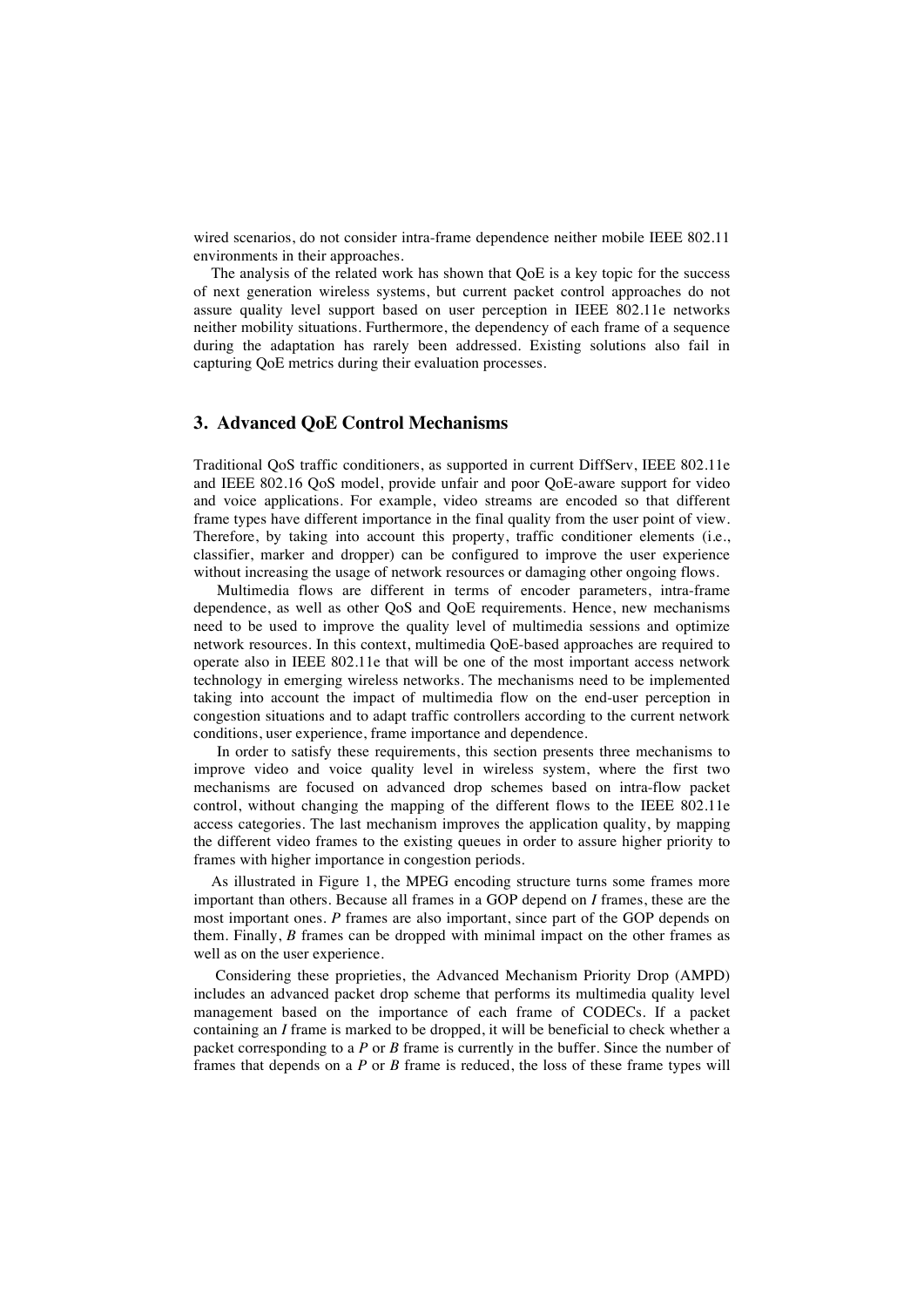wired scenarios, do not consider intra-frame dependence neither mobile IEEE 802.11 environments in their approaches.

The analysis of the related work has shown that QoE is a key topic for the success of next generation wireless systems, but current packet control approaches do not assure quality level support based on user perception in IEEE 802.11e networks neither mobility situations. Furthermore, the dependency of each frame of a sequence during the adaptation has rarely been addressed. Existing solutions also fail in capturing QoE metrics during their evaluation processes.

## 3. Advanced QoE Control Mechanisms

Traditional QoS traffic conditioners, as supported in current DiffServ, IEEE 802.11e and IEEE 802.16 QoS model, provide unfair and poor QoE-aware support for video and voice applications. For example, video streams are encoded so that different frame types have different importance in the final quality from the user point of view. Therefore, by taking into account this property, traffic conditioner elements (i.e., classifier, marker and dropper) can be configured to improve the user experience without increasing the usage of network resources or damaging other ongoing flows.

Multimedia flows are different in terms of encoder parameters, intra-frame dependence, as well as other QoS and QoE requirements. Hence, new mechanisms need to be used to improve the quality level of multimedia sessions and optimize network resources. In this context, multimedia QoE-based approaches are required to operate also in IEEE 802.11e that will be one of the most important access network technology in emerging wireless networks. The mechanisms need to be implemented taking into account the impact of multimedia flow on the end-user perception in congestion situations and to adapt traffic controllers according to the current network conditions, user experience, frame importance and dependence.

In order to satisfy these requirements, this section presents three mechanisms to improve video and voice quality level in wireless system, where the first two mechanisms are focused on advanced drop schemes based on intra-flow packet control, without changing the mapping of the different flows to the IEEE 802.11e access categories. The last mechanism improves the application quality, by mapping the different video frames to the existing queues in order to assure higher priority to frames with higher importance in congestion periods.

As illustrated in Figure 1, the MPEG encoding structure turns some frames more important than others. Because all frames in a GOP depend on *I* frames, these are the most important ones. *P* frames are also important, since part of the GOP depends on them. Finally, *B* frames can be dropped with minimal impact on the other frames as well as on the user experience.

Considering these proprieties, the Advanced Mechanism Priority Drop (AMPD) includes an advanced packet drop scheme that performs its multimedia quality level management based on the importance of each frame of CODECs. If a packet containing an *I* frame is marked to be dropped, it will be beneficial to check whether a packet corresponding to a *P* or *B* frame is currently in the buffer. Since the number of frames that depends on a *P* or *B* frame is reduced, the loss of these frame types will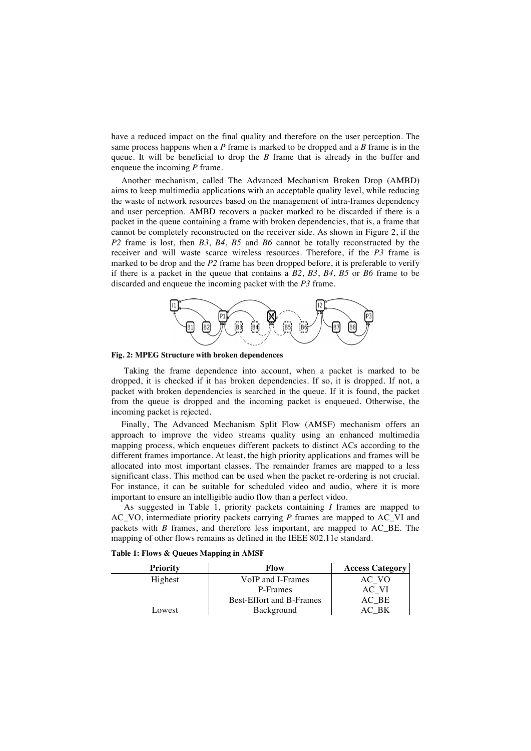have a reduced impact on the final quality and therefore on the user perception. The same process happens when a *P* frame is marked to be dropped and a *B* frame is in the queue. It will be beneficial to drop the *B* frame that is already in the buffer and enqueue the incoming *P* frame.

Another mechanism, called The Advanced Mechanism Broken Drop (AMBD) aims to keep multimedia applications with an acceptable quality level, while reducing the waste of network resources based on the management of intra-frames dependency and user perception. AMBD recovers a packet marked to be discarded if there is a packet in the queue containing a frame with broken dependencies, that is, a frame that cannot be completely reconstructed on the receiver side. As shown in Figure 2, if the *P2* frame is lost, then *B3*, *B4*, *B5* and *B6* cannot be totally reconstructed by the receiver and will waste scarce wireless resources. Therefore, if the *P3* frame is marked to be drop and the *P2* frame has been dropped before, it is preferable to verify if there is a packet in the queue that contains a *B2*, *B3*, *B4*, *B5* or *B6* frame to be discarded and enqueue the incoming packet with the *P3* frame.

**Fig. 2: MPEG Structure with broken dependences**

Taking the frame dependence into account, when a packet is marked to be dropped, it is checked if it has broken dependencies. If so, it is dropped. If not, a packet with broken dependencies is searched in the queue. If it is found, the packet from the queue is dropped and the incoming packet is enqueued. Otherwise, the incoming packet is rejected.

Finally, The Advanced Mechanism Split Flow (AMSF) mechanism offers an approach to improve the video streams quality using an enhanced multimedia mapping process, which enqueues different packets to distinct ACs according to the different frames importance. At least, the high priority applications and frames will be allocated into most important classes. The remainder frames are mapped to a less significant class. This method can be used when the packet re-ordering is not crucial. For instance, it can be suitable for scheduled video and audio, where it is more important to ensure an intelligible audio flow than a perfect video.

As suggested in Table 1, priority packets containing *I* frames are mapped to AC_VO, intermediate priority packets carrying *P* frames are mapped to AC_VI and packets with *B* frames, and therefore less important, are mapped to AC_BE. The mapping of other flows remains as defined in the IEEE 802.11e standard.

**Table 1: Flows & Queues Mapping in AMSF**

| Priority | Flow | Access Category |
|---|---|---|
| Highest | VoIP and I-Frames | AC_VO |
| | P-Frames | AC_VI |
| | Best-Effort and B-Frames | AC_BE |
| Lowest | Background | AC_BK |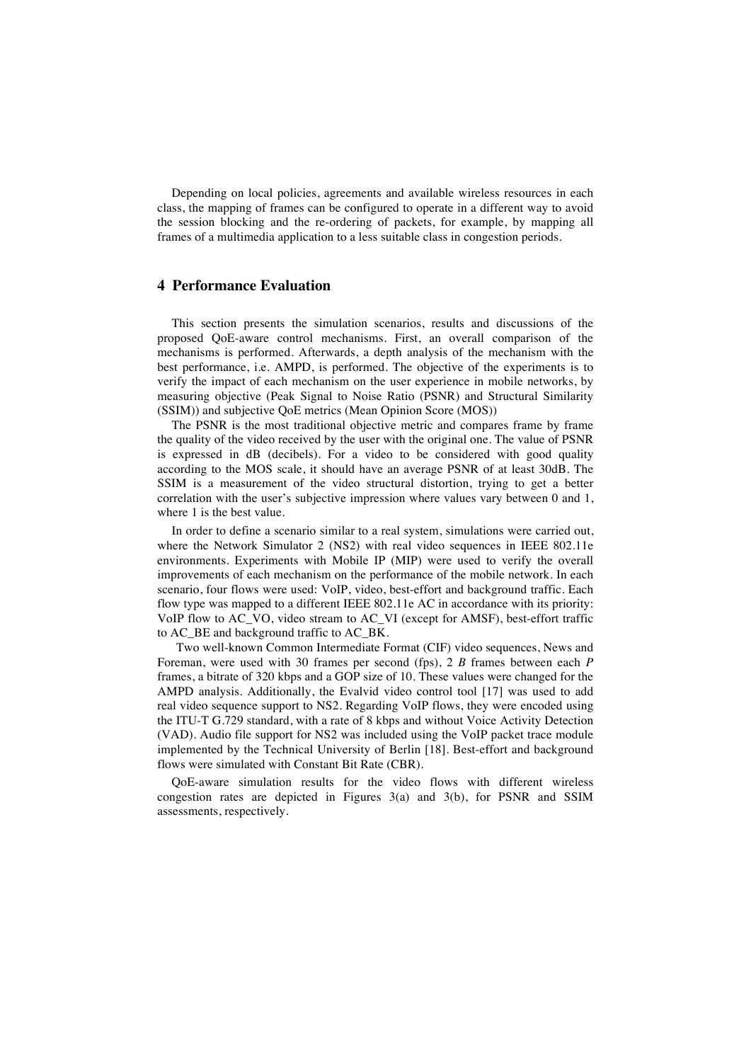Depending on local policies, agreements and available wireless resources in each class, the mapping of frames can be configured to operate in a different way to avoid the session blocking and the re-ordering of packets, for example, by mapping all frames of a multimedia application to a less suitable class in congestion periods.

## 4 Performance Evaluation

This section presents the simulation scenarios, results and discussions of the proposed QoE-aware control mechanisms. First, an overall comparison of the mechanisms is performed. Afterwards, a depth analysis of the mechanism with the best performance, i.e. AMPD, is performed. The objective of the experiments is to verify the impact of each mechanism on the user experience in mobile networks, by measuring objective (Peak Signal to Noise Ratio (PSNR) and Structural Similarity (SSIM)) and subjective QoE metrics (Mean Opinion Score (MOS))

The PSNR is the most traditional objective metric and compares frame by frame the quality of the video received by the user with the original one. The value of PSNR is expressed in dB (decibels). For a video to be considered with good quality according to the MOS scale, it should have an average PSNR of at least 30dB. The SSIM is a measurement of the video structural distortion, trying to get a better correlation with the user's subjective impression where values vary between 0 and 1, where 1 is the best value.

In order to define a scenario similar to a real system, simulations were carried out, where the Network Simulator 2 (NS2) with real video sequences in IEEE 802.11e environments. Experiments with Mobile IP (MIP) were used to verify the overall improvements of each mechanism on the performance of the mobile network. In each scenario, four flows were used: VoIP, video, best-effort and background traffic. Each flow type was mapped to a different IEEE 802.11e AC in accordance with its priority: VoIP flow to AC_VO, video stream to AC_VI (except for AMSF), best-effort traffic to AC_BE and background traffic to AC_BK.

Two well-known Common Intermediate Format (CIF) video sequences, News and Foreman, were used with 30 frames per second (fps), 2 *B* frames between each *P* frames, a bitrate of 320 kbps and a GOP size of 10. These values were changed for the AMPD analysis. Additionally, the Evalvid video control tool [17] was used to add real video sequence support to NS2. Regarding VoIP flows, they were encoded using the ITU-T G.729 standard, with a rate of 8 kbps and without Voice Activity Detection (VAD). Audio file support for NS2 was included using the VoIP packet trace module implemented by the Technical University of Berlin [18]. Best-effort and background flows were simulated with Constant Bit Rate (CBR).

QoE-aware simulation results for the video flows with different wireless congestion rates are depicted in Figures 3(a) and 3(b), for PSNR and SSIM assessments, respectively.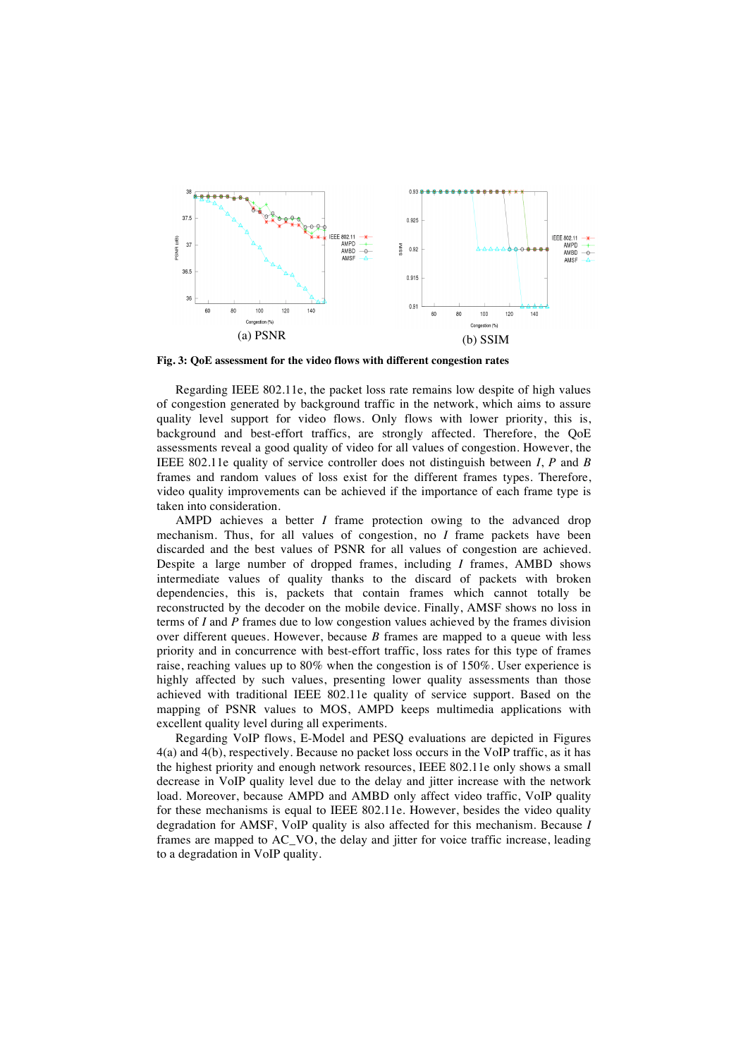38

37.5

37

36.5

36

60 80 100 120 140

PSNR (dB)

Congestion (%)

IEEE 802.11
AMPD
AMBD
AMSF

(a) PSNR

0.93

0.925

0.92

0.915

0.91

60 80 100 120 140

SSIM

Congestion (%)

IEEE 802.11
AMPD
AMBD
AMSF

(b) SSIM

**Fig. 3: QoE assessment for the video flows with different congestion rates**

Regarding IEEE 802.11e, the packet loss rate remains low despite of high values of congestion generated by background traffic in the network, which aims to assure quality level support for video flows. Only flows with lower priority, this is, background and best-effort traffics, are strongly affected. Therefore, the QoE assessments reveal a good quality of video for all values of congestion. However, the IEEE 802.11e quality of service controller does not distinguish between *I*, *P* and *B* frames and random values of loss exist for the different frames types. Therefore, video quality improvements can be achieved if the importance of each frame type is taken into consideration.

AMPD achieves a better *I* frame protection owing to the advanced drop mechanism. Thus, for all values of congestion, no *I* frame packets have been discarded and the best values of PSNR for all values of congestion are achieved. Despite a large number of dropped frames, including *I* frames, AMBD shows intermediate values of quality thanks to the discard of packets with broken dependencies, this is, packets that contain frames which cannot totally be reconstructed by the decoder on the mobile device. Finally, AMSF shows no loss in terms of *I* and *P* frames due to low congestion values achieved by the frames division over different queues. However, because *B* frames are mapped to a queue with less priority and in concurrence with best-effort traffic, loss rates for this type of frames raise, reaching values up to 80% when the congestion is of 150%. User experience is highly affected by such values, presenting lower quality assessments than those achieved with traditional IEEE 802.11e quality of service support. Based on the mapping of PSNR values to MOS, AMPD keeps multimedia applications with excellent quality level during all experiments.

Regarding VoIP flows, E-Model and PESQ evaluations are depicted in Figures 4(a) and 4(b), respectively. Because no packet loss occurs in the VoIP traffic, as it has the highest priority and enough network resources, IEEE 802.11e only shows a small decrease in VoIP quality level due to the delay and jitter increase with the network load. Moreover, because AMPD and AMBD only affect video traffic, VoIP quality for these mechanisms is equal to IEEE 802.11e. However, besides the video quality degradation for AMSF, VoIP quality is also affected for this mechanism. Because *I* frames are mapped to AC_VO, the delay and jitter for voice traffic increase, leading to a degradation in VoIP quality.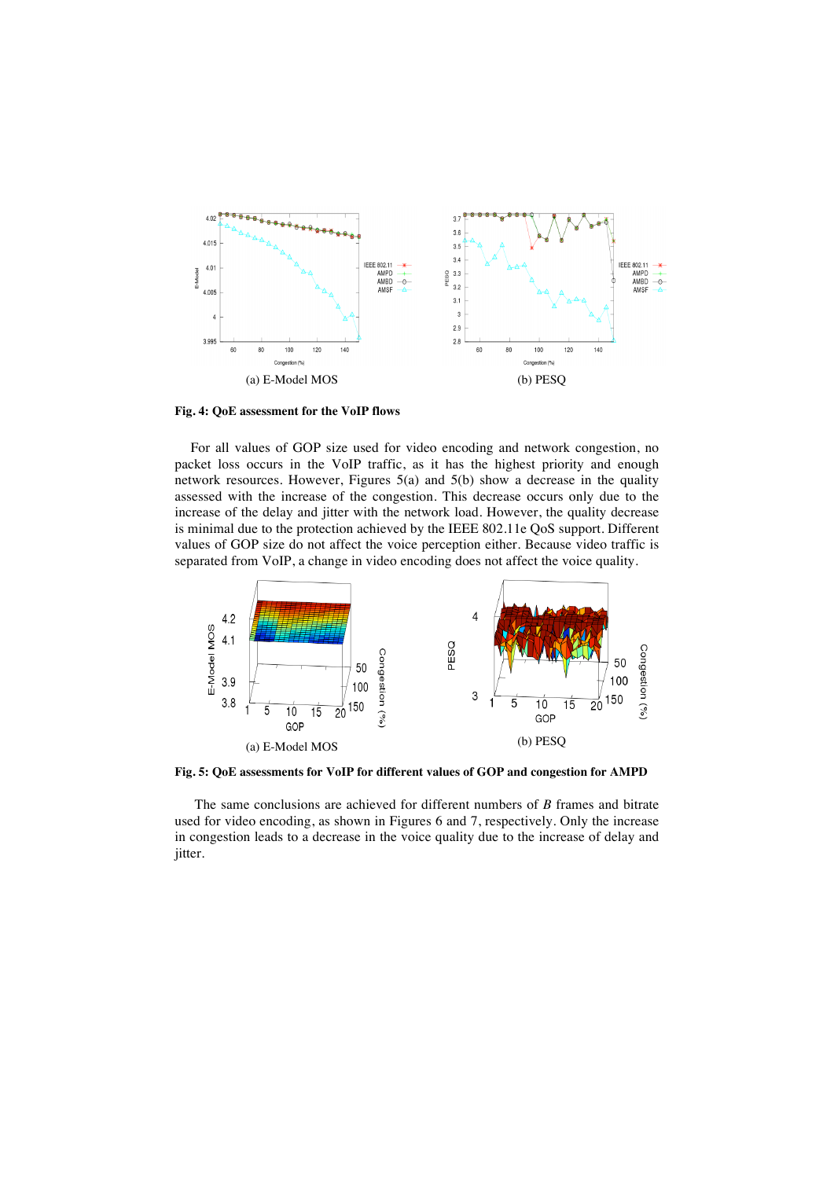(a) E-Model MOS

(b) PESQ

**Fig. 4: QoE assessment for the VoIP flows**

For all values of GOP size used for video encoding and network congestion, no packet loss occurs in the VoIP traffic, as it has the highest priority and enough network resources. However, Figures 5(a) and 5(b) show a decrease in the quality assessed with the increase of the congestion. This decrease occurs only due to the increase of the delay and jitter with the network load. However, the quality decrease is minimal due to the protection achieved by the IEEE 802.11e QoS support. Different values of GOP size do not affect the voice perception either. Because video traffic is separated from VoIP, a change in video encoding does not affect the voice quality.

(a) E-Model MOS

(b) PESQ

**Fig. 5: QoE assessments for VoIP for different values of GOP and congestion for AMPD**

The same conclusions are achieved for different numbers of *B* frames and bitrate used for video encoding, as shown in Figures 6 and 7, respectively. Only the increase in congestion leads to a decrease in the voice quality due to the increase of delay and jitter.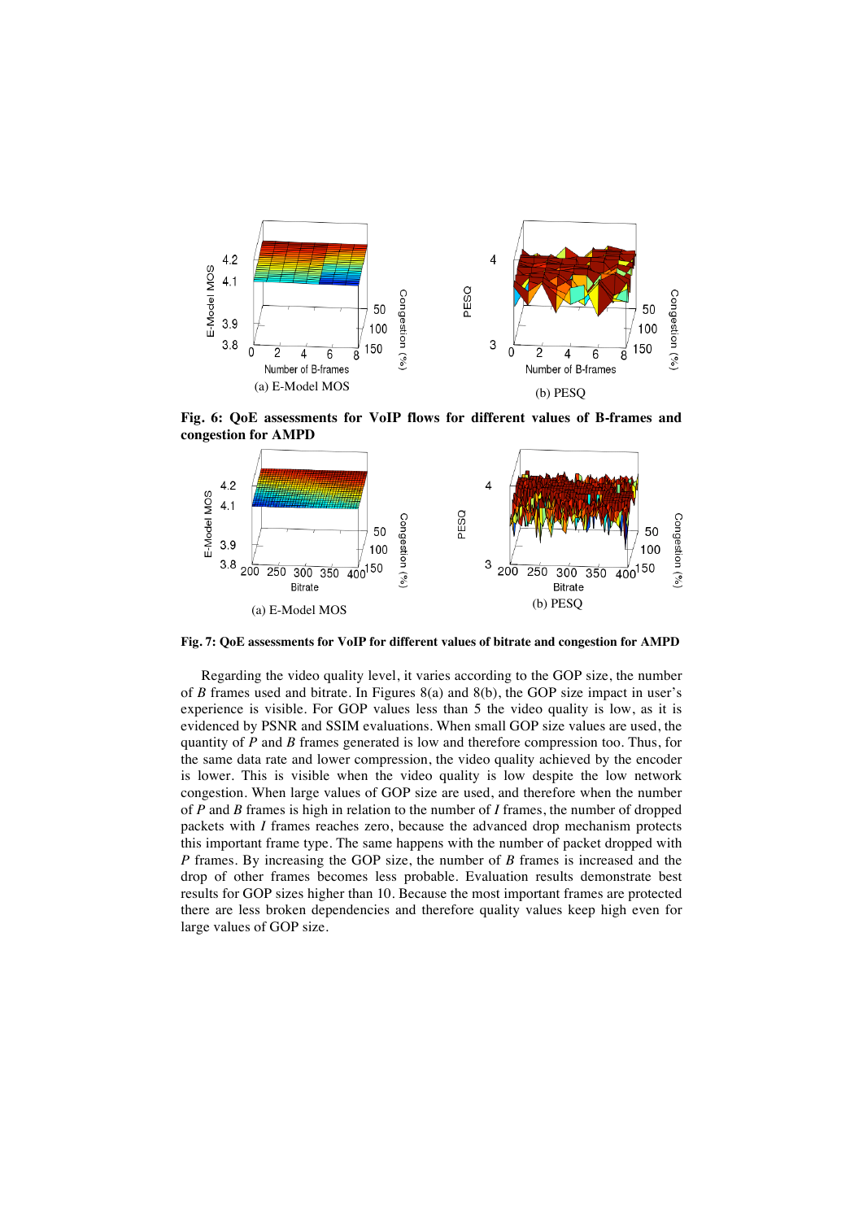(a) E-Model MOS

(b) PESQ

**Fig. 6: QoE assessments for VoIP flows for different values of B-frames and congestion for AMPD**

(a) E-Model MOS

(b) PESQ

**Fig. 7: QoE assessments for VoIP for different values of bitrate and congestion for AMPD**

Regarding the video quality level, it varies according to the GOP size, the number of *B* frames used and bitrate. In Figures 8(a) and 8(b), the GOP size impact in user's experience is visible. For GOP values less than 5 the video quality is low, as it is evidenced by PSNR and SSIM evaluations. When small GOP size values are used, the quantity of *P* and *B* frames generated is low and therefore compression too. Thus, for the same data rate and lower compression, the video quality achieved by the encoder is lower. This is visible when the video quality is low despite the low network congestion. When large values of GOP size are used, and therefore when the number of *P* and *B* frames is high in relation to the number of *I* frames, the number of dropped packets with *I* frames reaches zero, because the advanced drop mechanism protects this important frame type. The same happens with the number of packet dropped with *P* frames. By increasing the GOP size, the number of *B* frames is increased and the drop of other frames becomes less probable. Evaluation results demonstrate best results for GOP sizes higher than 10. Because the most important frames are protected there are less broken dependencies and therefore quality values keep high even for large values of GOP size.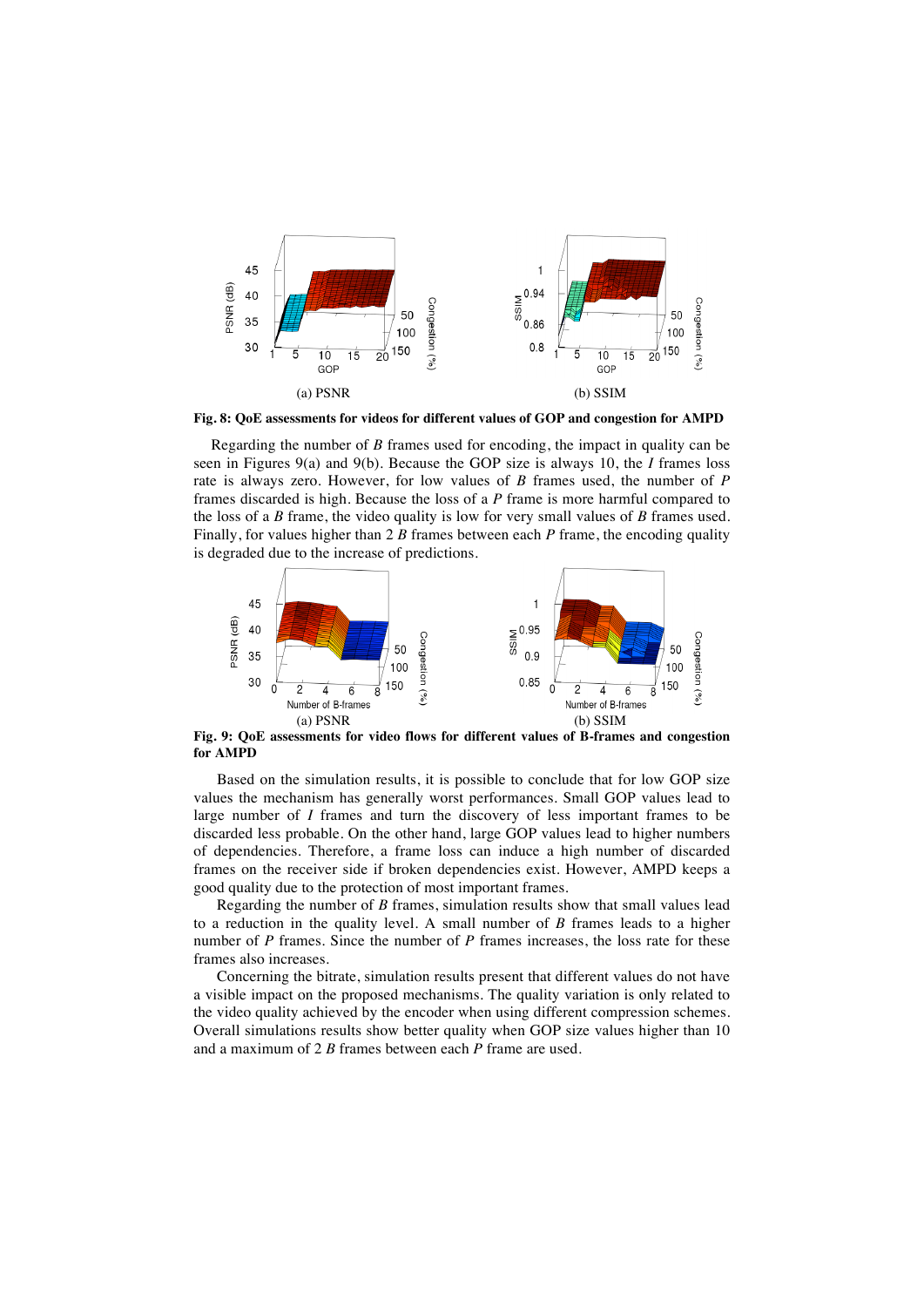45
40
35
30
PSNR (dB)
1
5
10
15
20
GOP
50
100
150
Congestion (%)

(a) PSNR

1
0.94
0.86
0.8
SSIM
1
5
10
15
20
GOP
50
100
150
Congestion (%)

(b) SSIM

**Fig. 8: QoE assessments for videos for different values of GOP and congestion for AMPD**

Regarding the number of *B* frames used for encoding, the impact in quality can be seen in Figures 9(a) and 9(b). Because the GOP size is always 10, the *I* frames loss rate is always zero. However, for low values of *B* frames used, the number of *P* frames discarded is high. Because the loss of a *P* frame is more harmful compared to the loss of a *B* frame, the video quality is low for very small values of *B* frames used. Finally, for values higher than 2 *B* frames between each *P* frame, the encoding quality is degraded due to the increase of predictions.

45
40
35
30
PSNR (dB)
0
2
4
6
8
Number of B-frames
50
100
150
Congestion (%)

(a) PSNR

1
0.95
0.9
0.85
SSIM
0
2
4
6
8
Number of B-frames
50
100
150
Congestion (%)

(b) SSIM

**Fig. 9: QoE assessments for video flows for different values of B-frames and congestion for AMPD**

Based on the simulation results, it is possible to conclude that for low GOP size values the mechanism has generally worst performances. Small GOP values lead to large number of *I* frames and turn the discovery of less important frames to be discarded less probable. On the other hand, large GOP values lead to higher numbers of dependencies. Therefore, a frame loss can induce a high number of discarded frames on the receiver side if broken dependencies exist. However, AMPD keeps a good quality due to the protection of most important frames.

Regarding the number of *B* frames, simulation results show that small values lead to a reduction in the quality level. A small number of *B* frames leads to a higher number of *P* frames. Since the number of *P* frames increases, the loss rate for these frames also increases.

Concerning the bitrate, simulation results present that different values do not have a visible impact on the proposed mechanisms. The quality variation is only related to the video quality achieved by the encoder when using different compression schemes. Overall simulations results show better quality when GOP size values higher than 10 and a maximum of 2 *B* frames between each *P* frame are used.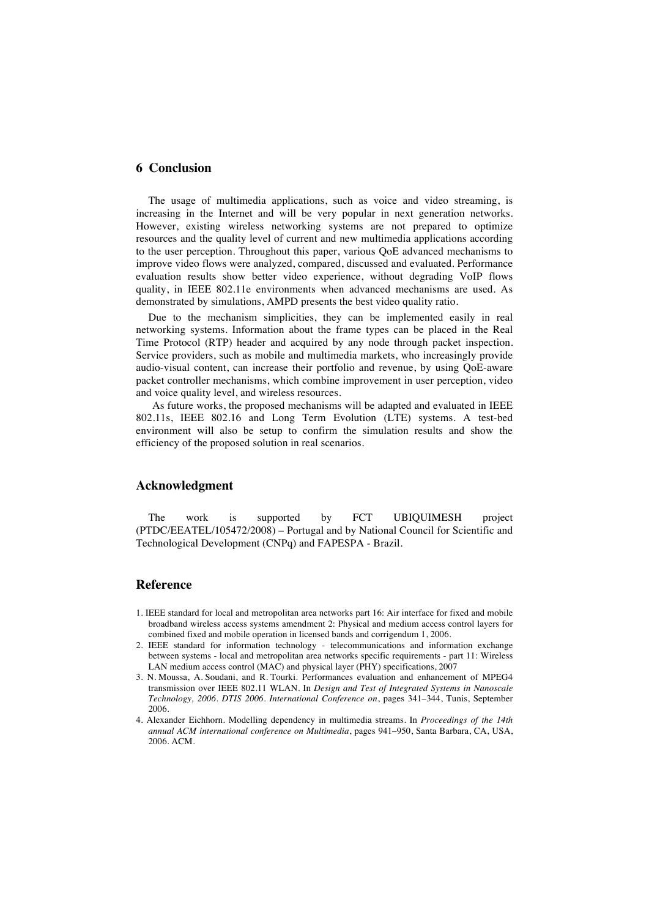## 6 Conclusion

The usage of multimedia applications, such as voice and video streaming, is increasing in the Internet and will be very popular in next generation networks. However, existing wireless networking systems are not prepared to optimize resources and the quality level of current and new multimedia applications according to the user perception. Throughout this paper, various QoE advanced mechanisms to improve video flows were analyzed, compared, discussed and evaluated. Performance evaluation results show better video experience, without degrading VoIP flows quality, in IEEE 802.11e environments when advanced mechanisms are used. As demonstrated by simulations, AMPD presents the best video quality ratio.

Due to the mechanism simplicities, they can be implemented easily in real networking systems. Information about the frame types can be placed in the Real Time Protocol (RTP) header and acquired by any node through packet inspection. Service providers, such as mobile and multimedia markets, who increasingly provide audio-visual content, can increase their portfolio and revenue, by using QoE-aware packet controller mechanisms, which combine improvement in user perception, video and voice quality level, and wireless resources.

As future works, the proposed mechanisms will be adapted and evaluated in IEEE 802.11s, IEEE 802.16 and Long Term Evolution (LTE) systems. A test-bed environment will also be setup to confirm the simulation results and show the efficiency of the proposed solution in real scenarios.

## Acknowledgment

The work is supported by FCT UBIQUIMESH project (PTDC/EEATEL/105472/2008) – Portugal and by National Council for Scientific and Technological Development (CNPq) and FAPESPA - Brazil.

## Reference

1. IEEE standard for local and metropolitan area networks part 16: Air interface for fixed and mobile broadband wireless access systems amendment 2: Physical and medium access control layers for combined fixed and mobile operation in licensed bands and corrigendum 1, 2006.
2. IEEE standard for information technology - telecommunications and information exchange between systems - local and metropolitan area networks specific requirements - part 11: Wireless LAN medium access control (MAC) and physical layer (PHY) specifications, 2007
3. N. Moussa, A. Soudani, and R. Tourki. Performances evaluation and enhancement of MPEG4 transmission over IEEE 802.11 WLAN. In *Design and Test of Integrated Systems in Nanoscale Technology, 2006. DTIS 2006. International Conference on*, pages 341–344, Tunis, September 2006.
4. Alexander Eichhorn. Modelling dependency in multimedia streams. In *Proceedings of the 14th annual ACM international conference on Multimedia*, pages 941–950, Santa Barbara, CA, USA, 2006. ACM.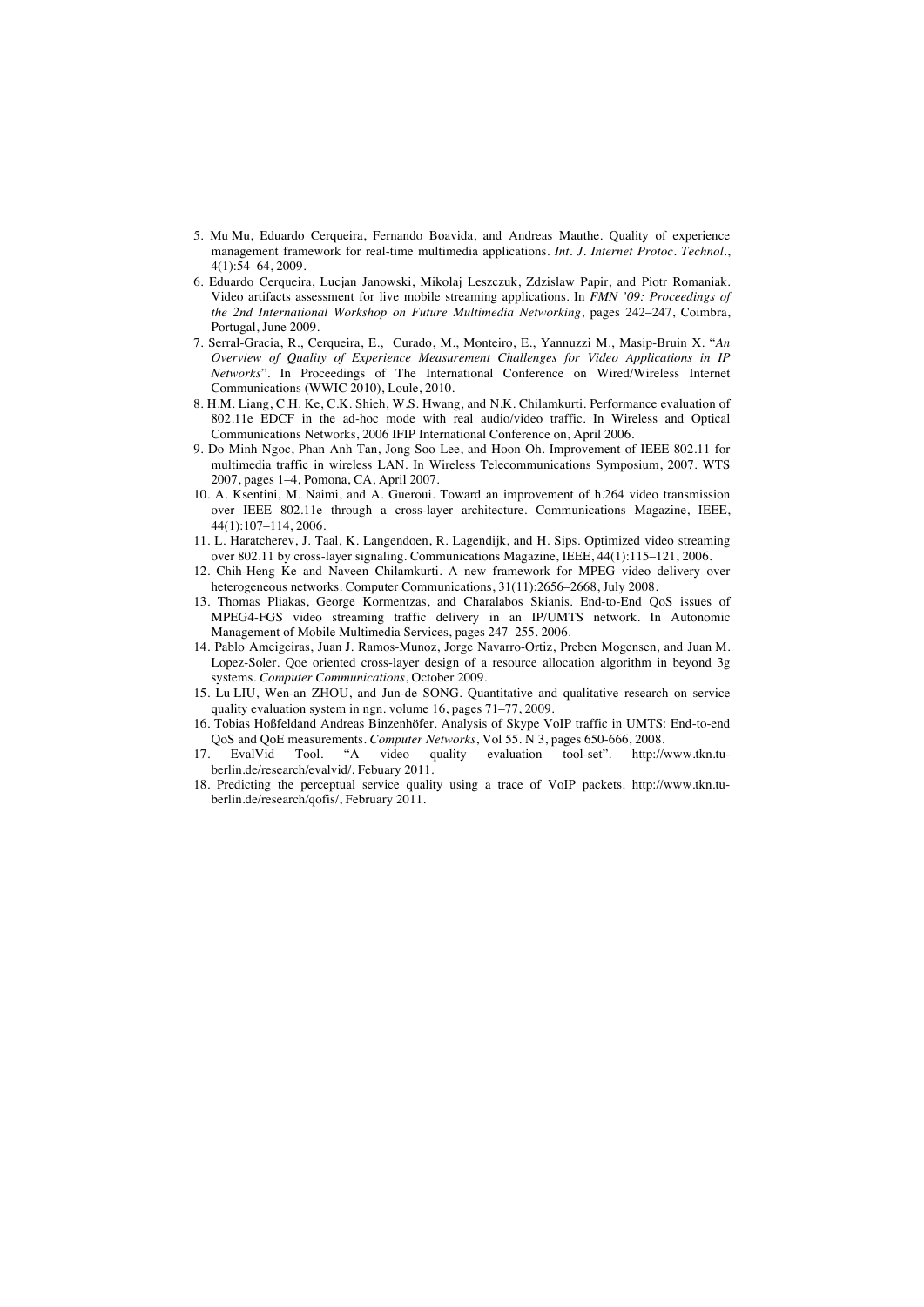5. Mu Mu, Eduardo Cerqueira, Fernando Boavida, and Andreas Mauthe. Quality of experience management framework for real-time multimedia applications. *Int. J. Internet Protoc. Technol.*, 4(1):54–64, 2009.
6. Eduardo Cerqueira, Lucjan Janowski, Mikolaj Leszczuk, Zdzislaw Papir, and Piotr Romaniak. Video artifacts assessment for live mobile streaming applications. In *FMN '09: Proceedings of the 2nd International Workshop on Future Multimedia Networking*, pages 242–247, Coimbra, Portugal, June 2009.
7. Serral-Gracia, R., Cerqueira, E., Curado, M., Monteiro, E., Yannuzzi M., Masip-Bruin X. "*An Overview of Quality of Experience Measurement Challenges for Video Applications in IP Networks*". In Proceedings of The International Conference on Wired/Wireless Internet Communications (WWIC 2010), Loule, 2010.
8. H.M. Liang, C.H. Ke, C.K. Shieh, W.S. Hwang, and N.K. Chilamkurti. Performance evaluation of 802.11e EDCF in the ad-hoc mode with real audio/video traffic. In Wireless and Optical Communications Networks, 2006 IFIP International Conference on, April 2006.
9. Do Minh Ngoc, Phan Anh Tan, Jong Soo Lee, and Hoon Oh. Improvement of IEEE 802.11 for multimedia traffic in wireless LAN. In Wireless Telecommunications Symposium, 2007. WTS 2007, pages 1–4, Pomona, CA, April 2007.
10. A. Ksentini, M. Naimi, and A. Gueroui. Toward an improvement of h.264 video transmission over IEEE 802.11e through a cross-layer architecture. Communications Magazine, IEEE, 44(1):107–114, 2006.
11. L. Haratcherev, J. Taal, K. Langendoen, R. Lagendijk, and H. Sips. Optimized video streaming over 802.11 by cross-layer signaling. Communications Magazine, IEEE, 44(1):115–121, 2006.
12. Chih-Heng Ke and Naveen Chilamkurti. A new framework for MPEG video delivery over heterogeneous networks. Computer Communications, 31(11):2656–2668, July 2008.
13. Thomas Pliakas, George Kormentzas, and Charalabos Skianis. End-to-End QoS issues of MPEG4-FGS video streaming traffic delivery in an IP/UMTS network. In Autonomic Management of Mobile Multimedia Services, pages 247–255. 2006.
14. Pablo Ameigeiras, Juan J. Ramos-Munoz, Jorge Navarro-Ortiz, Preben Mogensen, and Juan M. Lopez-Soler. Qoe oriented cross-layer design of a resource allocation algorithm in beyond 3g systems. *Computer Communications*, October 2009.
15. Lu LIU, Wen-an ZHOU, and Jun-de SONG. Quantitative and qualitative research on service quality evaluation system in ngn. volume 16, pages 71–77, 2009.
16. Tobias Hoßfeldand Andreas Binzenhöfer. Analysis of Skype VoIP traffic in UMTS: End-to-end QoS and QoE measurements. *Computer Networks*, Vol 55. N 3, pages 650-666, 2008.
17. EvalVid Tool. "A video quality evaluation tool-set". http://www.tkn.tu-berlin.de/research/evalvid/, Febuary 2011.
18. Predicting the perceptual service quality using a trace of VoIP packets. http://www.tkn.tu-berlin.de/research/qofis/, February 2011.